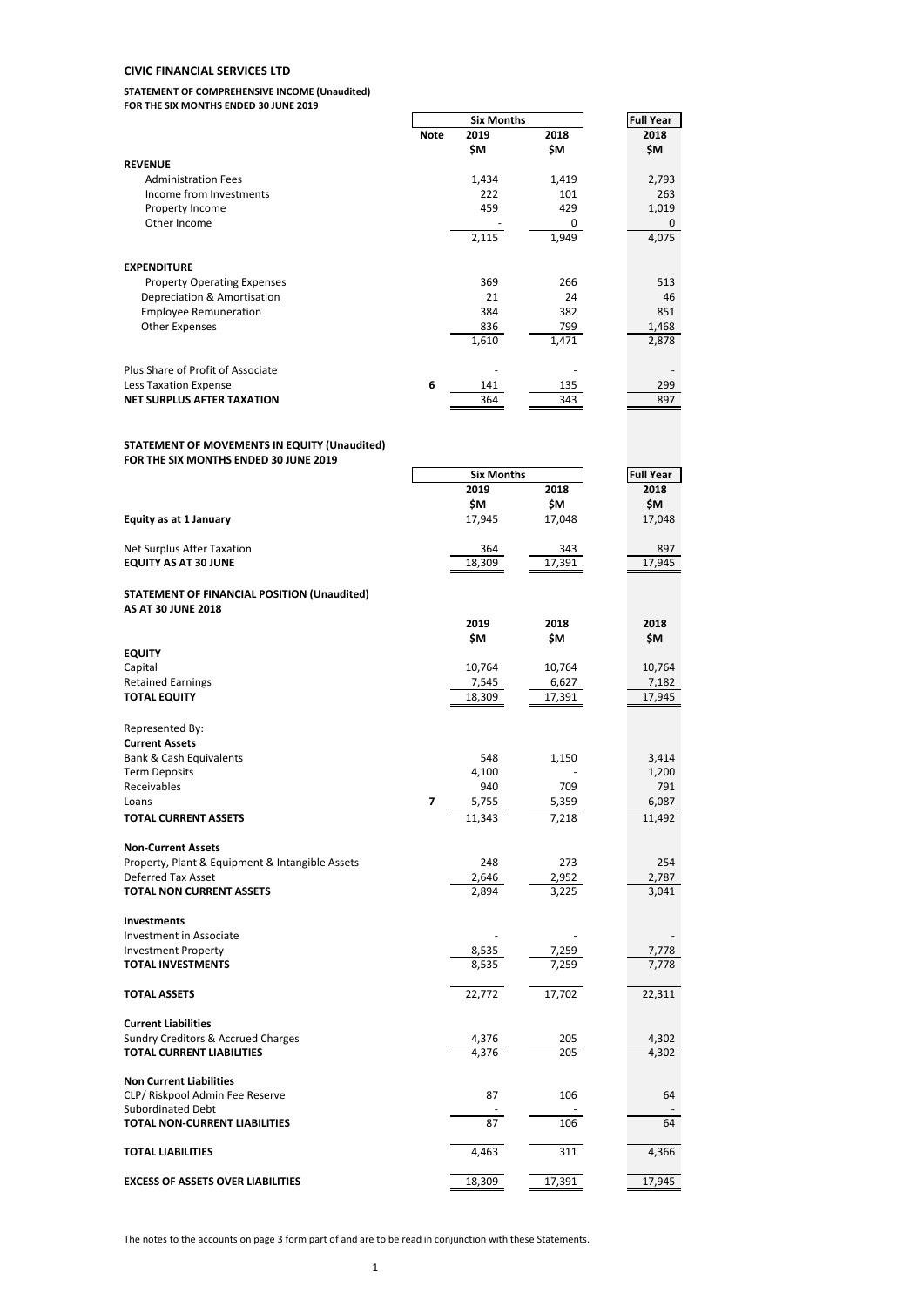**CIVIC FINANCIAL SERVICES LTD**

**STATEMENT OF COMPREHENSIVE INCOME (Unaudited)**
**FOR THE SIX MONTHS ENDED 30 JUNE 2019**

| | Note | Six Months | | Full Year |
|---|---|---|---|---|
| | | 2019 | 2018 | 2018 |
| | | $M | $M | $M |
| **REVENUE** | | | | |
| Administration Fees | | 1,434 | 1,419 | 2,793 |
| Income from Investments | | 222 | 101 | 263 |
| Property Income | | 459 | 429 | 1,019 |
| Other Income | | - | 0 | 0 |
| | | 2,115 | 1,949 | 4,075 |
| **EXPENDITURE** | | | | |
| Property Operating Expenses | | 369 | 266 | 513 |
| Depreciation & Amortisation | | 21 | 24 | 46 |
| Employee Remuneration | | 384 | 382 | 851 |
| Other Expenses | | 836 | 799 | 1,468 |
| | | 1,610 | 1,471 | 2,878 |
| Plus Share of Profit of Associate | | - | - | - |
| Less Taxation Expense | 6 | 141 | 135 | 299 |
| **NET SURPLUS AFTER TAXATION** | | 364 | 343 | 897 |

**STATEMENT OF MOVEMENTS IN EQUITY (Unaudited)**
**FOR THE SIX MONTHS ENDED 30 JUNE 2019**

| | Six Months | | Full Year |
|---|---|---|---|
| | 2019 | 2018 | 2018 |
| | $M | $M | $M |
| **Equity as at 1 January** | 17,945 | 17,048 | 17,048 |
| Net Surplus After Taxation | 364 | 343 | 897 |
| **EQUITY AS AT 30 JUNE** | 18,309 | 17,391 | 17,945 |

**STATEMENT OF FINANCIAL POSITION (Unaudited)**
**AS AT 30 JUNE 2018**

| | Note | 2019 | 2018 | 2018 |
|---|---|---|---|---|
| | | $M | $M | $M |
| **EQUITY** | | | | |
| Capital | | 10,764 | 10,764 | 10,764 |
| Retained Earnings | | 7,545 | 6,627 | 7,182 |
| **TOTAL EQUITY** | | 18,309 | 17,391 | 17,945 |
| Represented By: | | | | |
| **Current Assets** | | | | |
| Bank & Cash Equivalents | | 548 | 1,150 | 3,414 |
| Term Deposits | | 4,100 | - | 1,200 |
| Receivables | | 940 | 709 | 791 |
| Loans | 7 | 5,755 | 5,359 | 6,087 |
| **TOTAL CURRENT ASSETS** | | 11,343 | 7,218 | 11,492 |
| **Non-Current Assets** | | | | |
| Property, Plant & Equipment & Intangible Assets | | 248 | 273 | 254 |
| Deferred Tax Asset | | 2,646 | 2,952 | 2,787 |
| **TOTAL NON CURRENT ASSETS** | | 2,894 | 3,225 | 3,041 |
| **Investments** | | | | |
| Investment in Associate | | - | - | - |
| Investment Property | | 8,535 | 7,259 | 7,778 |
| **TOTAL INVESTMENTS** | | 8,535 | 7,259 | 7,778 |
| **TOTAL ASSETS** | | 22,772 | 17,702 | 22,311 |
| **Current Liabilities** | | | | |
| Sundry Creditors & Accrued Charges | | 4,376 | 205 | 4,302 |
| **TOTAL CURRENT LIABILITIES** | | 4,376 | 205 | 4,302 |
| **Non Current Liabilities** | | | | |
| CLP/ Riskpool Admin Fee Reserve | | 87 | 106 | 64 |
| Subordinated Debt | | - | - | - |
| **TOTAL NON-CURRENT LIABILITIES** | | 87 | 106 | 64 |
| **TOTAL LIABILITIES** | | 4,463 | 311 | 4,366 |
| **EXCESS OF ASSETS OVER LIABILITIES** | | 18,309 | 17,391 | 17,945 |

The notes to the accounts on page 3 form part of and are to be read in conjunction with these Statements.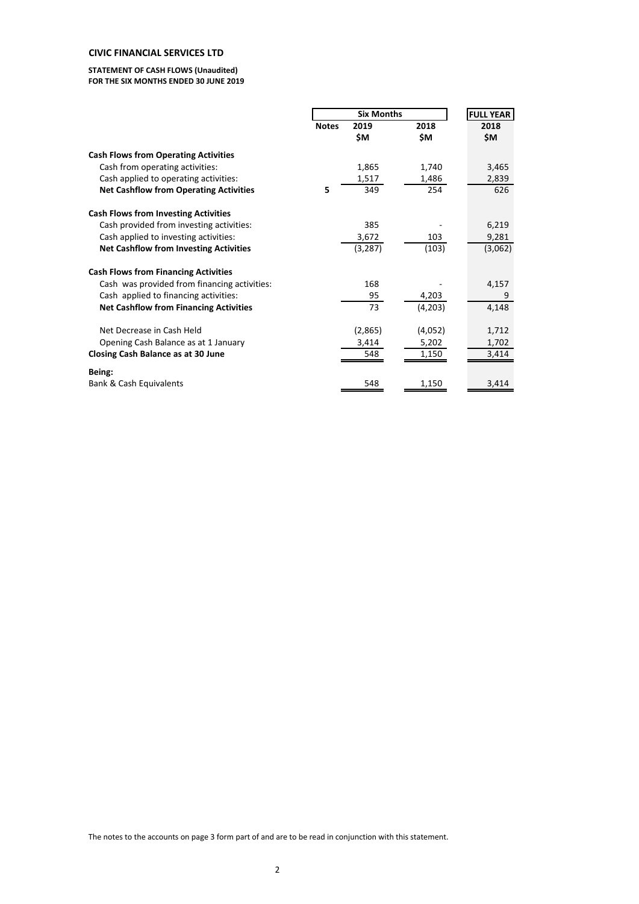**CIVIC FINANCIAL SERVICES LTD**

**STATEMENT OF CASH FLOWS (Unaudited)**
**FOR THE SIX MONTHS ENDED 30 JUNE 2019**

| | | Six Months | | FULL YEAR |
|---|---|---|---|---|
| | Notes | 2019 | 2018 | 2018 |
| | | $M | $M | $M |
| **Cash Flows from Operating Activities** | | | | |
| Cash from operating activities: | | 1,865 | 1,740 | 3,465 |
| Cash applied to operating activities: | | 1,517 | 1,486 | 2,839 |
| **Net Cashflow from Operating Activities** | **5** | 349 | 254 | 626 |
| **Cash Flows from Investing Activities** | | | | |
| Cash provided from investing activities: | | 385 | - | 6,219 |
| Cash applied to investing activities: | | 3,672 | 103 | 9,281 |
| **Net Cashflow from Investing Activities** | | (3,287) | (103) | (3,062) |
| **Cash Flows from Financing Activities** | | | | |
| Cash was provided from financing activities: | | 168 | - | 4,157 |
| Cash applied to financing activities: | | 95 | 4,203 | 9 |
| **Net Cashflow from Financing Activities** | | 73 | (4,203) | 4,148 |
| Net Decrease in Cash Held | | (2,865) | (4,052) | 1,712 |
| Opening Cash Balance as at 1 January | | 3,414 | 5,202 | 1,702 |
| **Closing Cash Balance as at 30 June** | | 548 | 1,150 | 3,414 |
| **Being:** | | | | |
| Bank & Cash Equivalents | | 548 | 1,150 | 3,414 |

The notes to the accounts on page 3 form part of and are to be read in conjunction with this statement.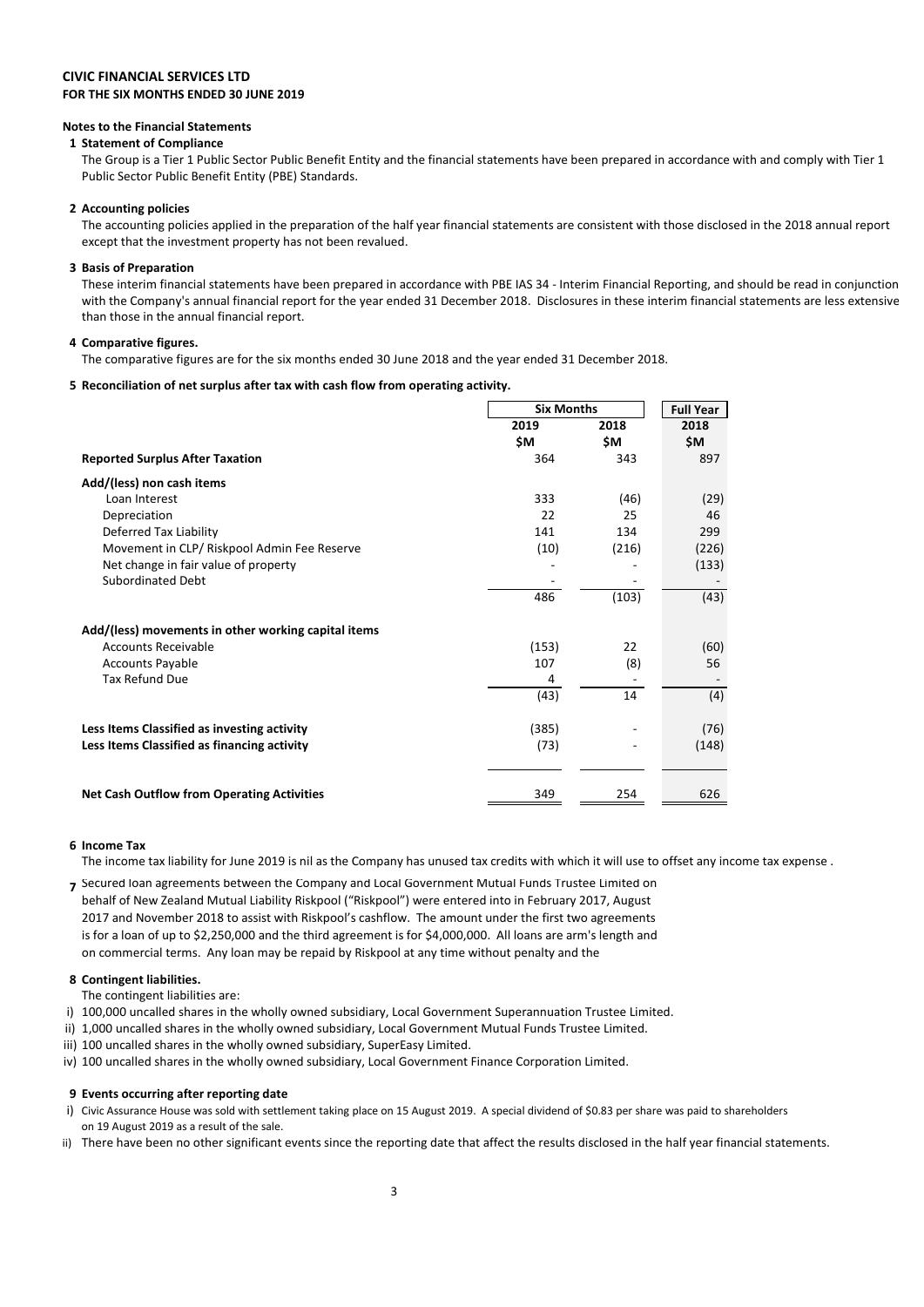**CIVIC FINANCIAL SERVICES LTD**
**FOR THE SIX MONTHS ENDED 30 JUNE 2019**

**Notes to the Financial Statements**

**1 Statement of Compliance**

The Group is a Tier 1 Public Sector Public Benefit Entity and the financial statements have been prepared in accordance with and comply with Tier 1 Public Sector Public Benefit Entity (PBE) Standards.

**2 Accounting policies**

The accounting policies applied in the preparation of the half year financial statements are consistent with those disclosed in the 2018 annual report except that the investment property has not been revalued.

**3 Basis of Preparation**

These interim financial statements have been prepared in accordance with PBE IAS 34 - Interim Financial Reporting, and should be read in conjunction with the Company's annual financial report for the year ended 31 December 2018. Disclosures in these interim financial statements are less extensive than those in the annual financial report.

**4 Comparative figures.**

The comparative figures are for the six months ended 30 June 2018 and the year ended 31 December 2018.

**5 Reconciliation of net surplus after tax with cash flow from operating activity.**

| | Six Months | | Full Year |
|---|---|---|---|
| | 2019 | 2018 | 2018 |
| | $M | $M | $M |
| **Reported Surplus After Taxation** | 364 | 343 | 897 |
| **Add/(less) non cash items** | | | |
| Loan Interest | 333 | (46) | (29) |
| Depreciation | 22 | 25 | 46 |
| Deferred Tax Liability | 141 | 134 | 299 |
| Movement in CLP/ Riskpool Admin Fee Reserve | (10) | (216) | (226) |
| Net change in fair value of property | - | - | (133) |
| Subordinated Debt | - | - | - |
| | 486 | (103) | (43) |
| **Add/(less) movements in other working capital items** | | | |
| Accounts Receivable | (153) | 22 | (60) |
| Accounts Payable | 107 | (8) | 56 |
| Tax Refund Due | 4 | - | - |
| | (43) | 14 | (4) |
| **Less Items Classified as investing activity** | (385) | - | (76) |
| **Less Items Classified as financing activity** | (73) | - | (148) |
| **Net Cash Outflow from Operating Activities** | 349 | 254 | 626 |

**6 Income Tax**

The income tax liability for June 2019 is nil as the Company has unused tax credits with which it will use to offset any income tax expense .

**7** Secured loan agreements between the Company and Local Government Mutual Funds Trustee Limited on behalf of New Zealand Mutual Liability Riskpool ("Riskpool") were entered into in February 2017, August 2017 and November 2018 to assist with Riskpool's cashflow. The amount under the first two agreements is for a loan of up to $2,250,000 and the third agreement is for $4,000,000. All loans are arm's length and on commercial terms. Any loan may be repaid by Riskpool at any time without penalty and the

**8 Contingent liabilities.**

The contingent liabilities are:

i) 100,000 uncalled shares in the wholly owned subsidiary, Local Government Superannuation Trustee Limited.
ii) 1,000 uncalled shares in the wholly owned subsidiary, Local Government Mutual Funds Trustee Limited.
iii) 100 uncalled shares in the wholly owned subsidiary, SuperEasy Limited.
iv) 100 uncalled shares in the wholly owned subsidiary, Local Government Finance Corporation Limited.

**9 Events occurring after reporting date**

i) Civic Assurance House was sold with settlement taking place on 15 August 2019. A special dividend of $0.83 per share was paid to shareholders on 19 August 2019 as a result of the sale.
ii) There have been no other significant events since the reporting date that affect the results disclosed in the half year financial statements.